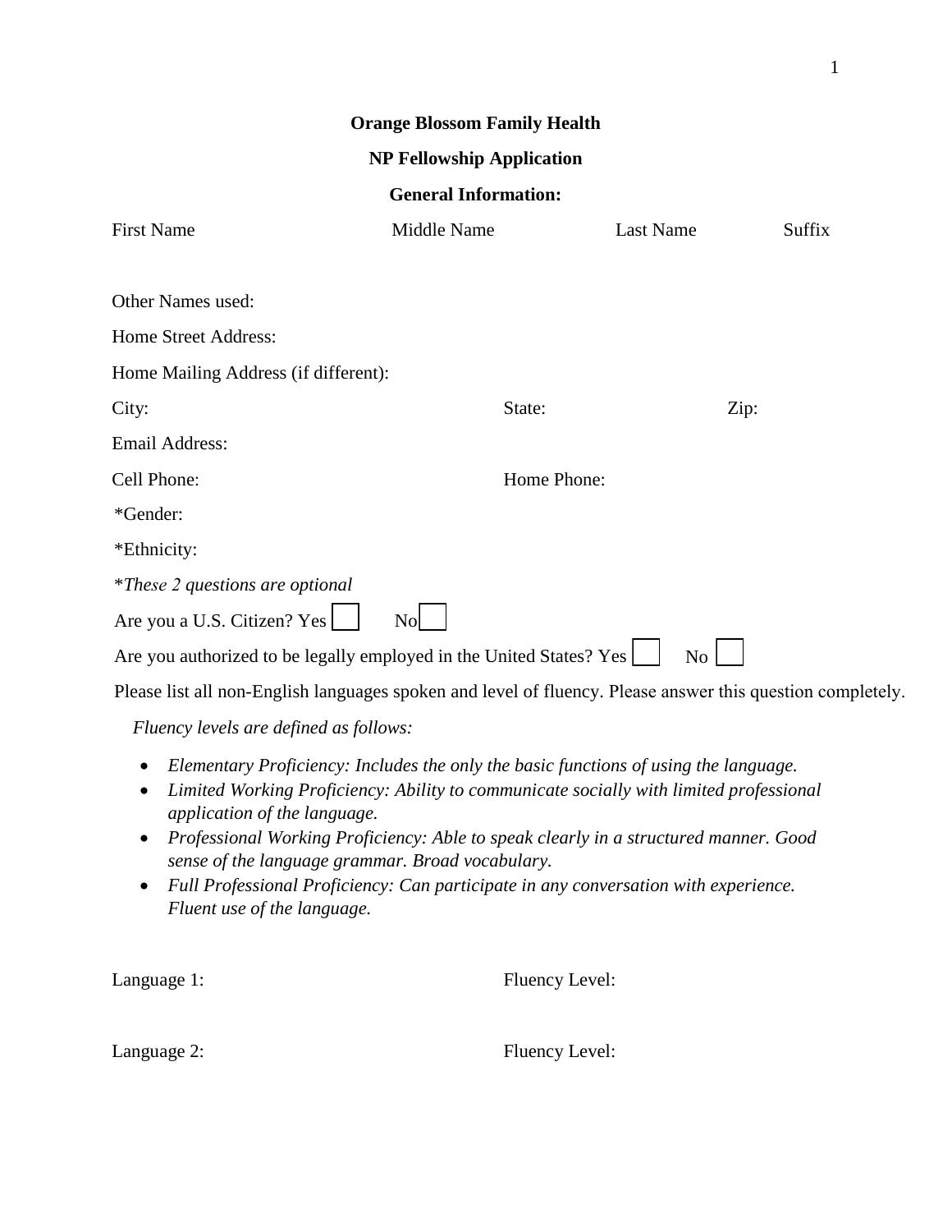**Orange Blossom Family Health**

**NP Fellowship Application**

**General Information:**

First Name Middle Name Last Name Suffix

Other Names used:

Home Street Address:

Home Mailing Address (if different):

City: State: Zip:

Email Address:

Cell Phone: Home Phone:

*Gender:

*Ethnicity:

**These 2 questions are optional*

Are you a U.S. Citizen? Yes ☐ No ☐

Are you authorized to be legally employed in the United States? Yes ☐ No ☐

Please list all non-English languages spoken and level of fluency. Please answer this question completely.

*Fluency levels are defined as follows:*

- *Elementary Proficiency: Includes the only the basic functions of using the language.*
- *Limited Working Proficiency: Ability to communicate socially with limited professional application of the language.*
- *Professional Working Proficiency: Able to speak clearly in a structured manner. Good sense of the language grammar. Broad vocabulary.*
- *Full Professional Proficiency: Can participate in any conversation with experience. Fluent use of the language.*

Language 1: Fluency Level:

Language 2: Fluency Level: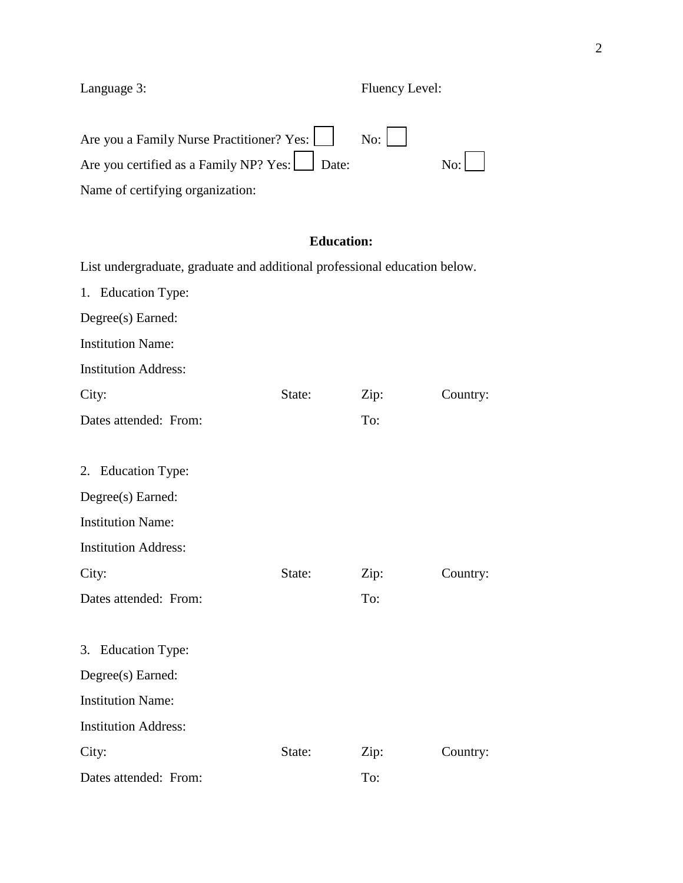Language 3: Fluency Level:

Are you a Family Nurse Practitioner? Yes: ☐ No: ☐

Are you certified as a Family NP? Yes: ☐ Date: No: ☐

Name of certifying organization:

**Education:**

List undergraduate, graduate and additional professional education below.

1. Education Type:

Degree(s) Earned:

Institution Name:

Institution Address:

City: State: Zip: Country:

Dates attended: From: To:

2. Education Type:

Degree(s) Earned:

Institution Name:

Institution Address:

City: State: Zip: Country:

Dates attended: From: To:

3. Education Type:

Degree(s) Earned:

Institution Name:

Institution Address:

City: State: Zip: Country:

Dates attended: From: To: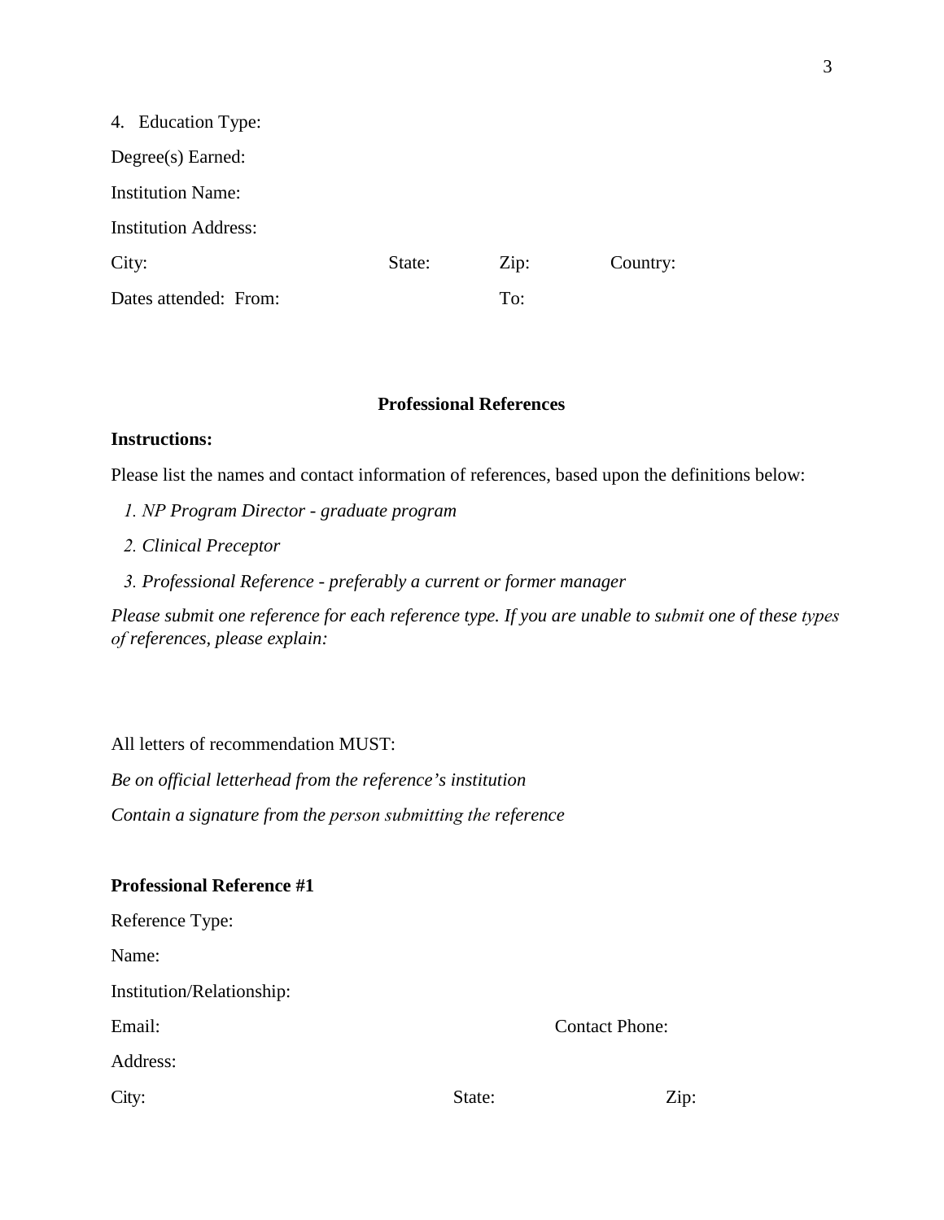4. Education Type:

Degree(s) Earned:

Institution Name:

Institution Address:

City: State: Zip: Country:

Dates attended: From: To:

## Professional References

**Instructions:**

Please list the names and contact information of references, based upon the definitions below:

1. *NP Program Director - graduate program*
2. *Clinical Preceptor*
3. *Professional Reference - preferably a current or former manager*

*Please submit one reference for each reference type. If you are unable to submit one of these types of references, please explain:*

All letters of recommendation MUST:

*Be on official letterhead from the reference's institution*

*Contain a signature from the person submitting the reference*

**Professional Reference #1**

Reference Type:

Name:

Institution/Relationship:

Email: Contact Phone:

Address:

City: State: Zip: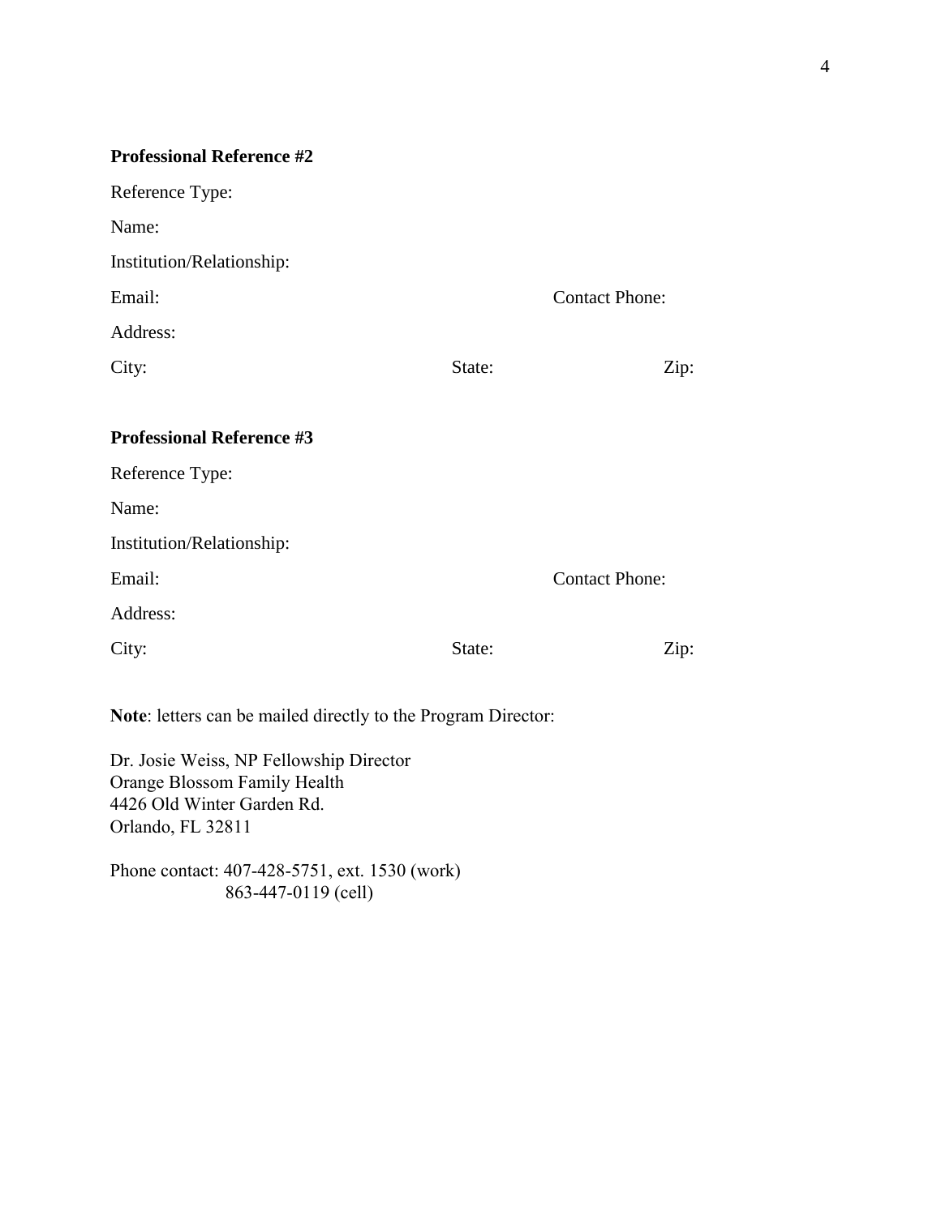**Professional Reference #2**

Reference Type:

Name:

Institution/Relationship:

Email: Contact Phone:

Address:

City: State: Zip:

**Professional Reference #3**

Reference Type:

Name:

Institution/Relationship:

Email: Contact Phone:

Address:

City: State: Zip:

**Note**: letters can be mailed directly to the Program Director:

Dr. Josie Weiss, NP Fellowship Director
Orange Blossom Family Health
4426 Old Winter Garden Rd.
Orlando, FL 32811

Phone contact: 407-428-5751, ext. 1530 (work)
863-447-0119 (cell)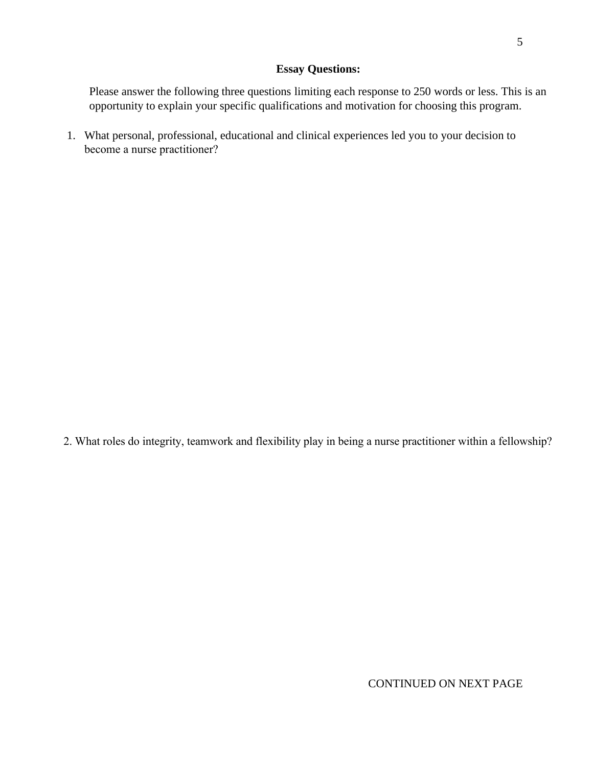**Essay Questions:**

Please answer the following three questions limiting each response to 250 words or less. This is an opportunity to explain your specific qualifications and motivation for choosing this program.

1. What personal, professional, educational and clinical experiences led you to your decision to become a nurse practitioner?

2. What roles do integrity, teamwork and flexibility play in being a nurse practitioner within a fellowship?

CONTINUED ON NEXT PAGE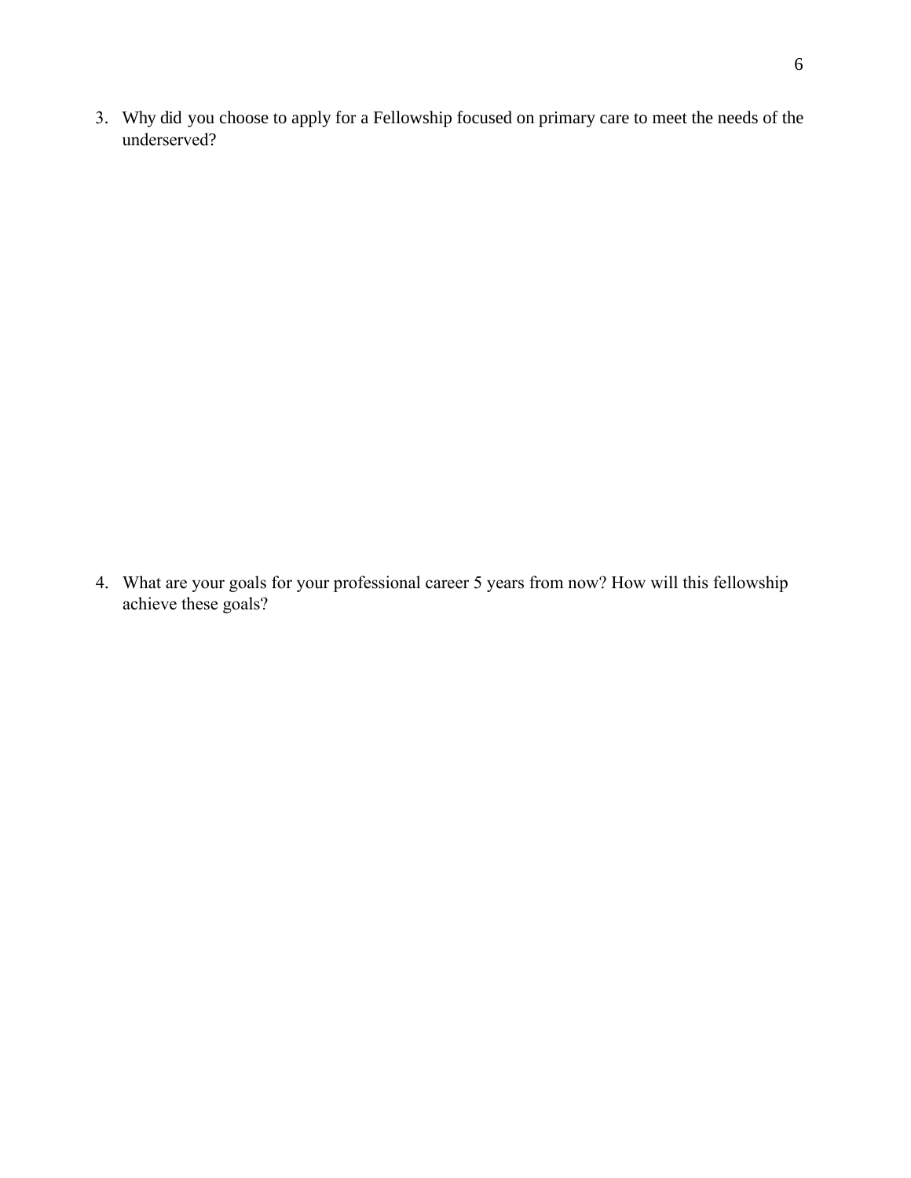3. Why did you choose to apply for a Fellowship focused on primary care to meet the needs of the underserved?

4. What are your goals for your professional career 5 years from now? How will this fellowship achieve these goals?